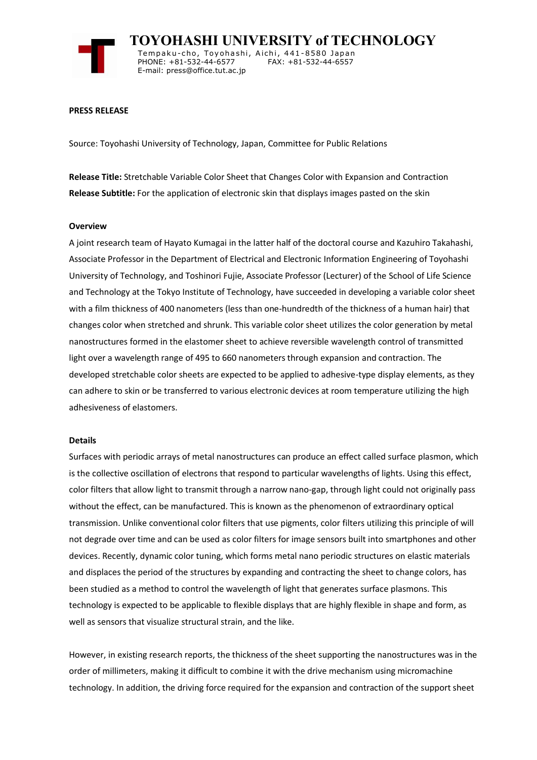# TOYOHASHI UNIVERSITY of TECHNOLOGY

Tempaku-cho, Toyohashi, Aichi, 441-8580 Japan
PHONE: +81-532-44-6577 FAX: +81-532-44-6557
E-mail: press@office.tut.ac.jp

**PRESS RELEASE**

Source: Toyohashi University of Technology, Japan, Committee for Public Relations

**Release Title:** Stretchable Variable Color Sheet that Changes Color with Expansion and Contraction
**Release Subtitle:** For the application of electronic skin that displays images pasted on the skin

**Overview**

A joint research team of Hayato Kumagai in the latter half of the doctoral course and Kazuhiro Takahashi, Associate Professor in the Department of Electrical and Electronic Information Engineering of Toyohashi University of Technology, and Toshinori Fujie, Associate Professor (Lecturer) of the School of Life Science and Technology at the Tokyo Institute of Technology, have succeeded in developing a variable color sheet with a film thickness of 400 nanometers (less than one-hundredth of the thickness of a human hair) that changes color when stretched and shrunk. This variable color sheet utilizes the color generation by metal nanostructures formed in the elastomer sheet to achieve reversible wavelength control of transmitted light over a wavelength range of 495 to 660 nanometers through expansion and contraction. The developed stretchable color sheets are expected to be applied to adhesive-type display elements, as they can adhere to skin or be transferred to various electronic devices at room temperature utilizing the high adhesiveness of elastomers.

**Details**

Surfaces with periodic arrays of metal nanostructures can produce an effect called surface plasmon, which is the collective oscillation of electrons that respond to particular wavelengths of lights. Using this effect, color filters that allow light to transmit through a narrow nano-gap, through light could not originally pass without the effect, can be manufactured. This is known as the phenomenon of extraordinary optical transmission. Unlike conventional color filters that use pigments, color filters utilizing this principle of will not degrade over time and can be used as color filters for image sensors built into smartphones and other devices. Recently, dynamic color tuning, which forms metal nano periodic structures on elastic materials and displaces the period of the structures by expanding and contracting the sheet to change colors, has been studied as a method to control the wavelength of light that generates surface plasmons. This technology is expected to be applicable to flexible displays that are highly flexible in shape and form, as well as sensors that visualize structural strain, and the like.

However, in existing research reports, the thickness of the sheet supporting the nanostructures was in the order of millimeters, making it difficult to combine it with the drive mechanism using micromachine technology. In addition, the driving force required for the expansion and contraction of the support sheet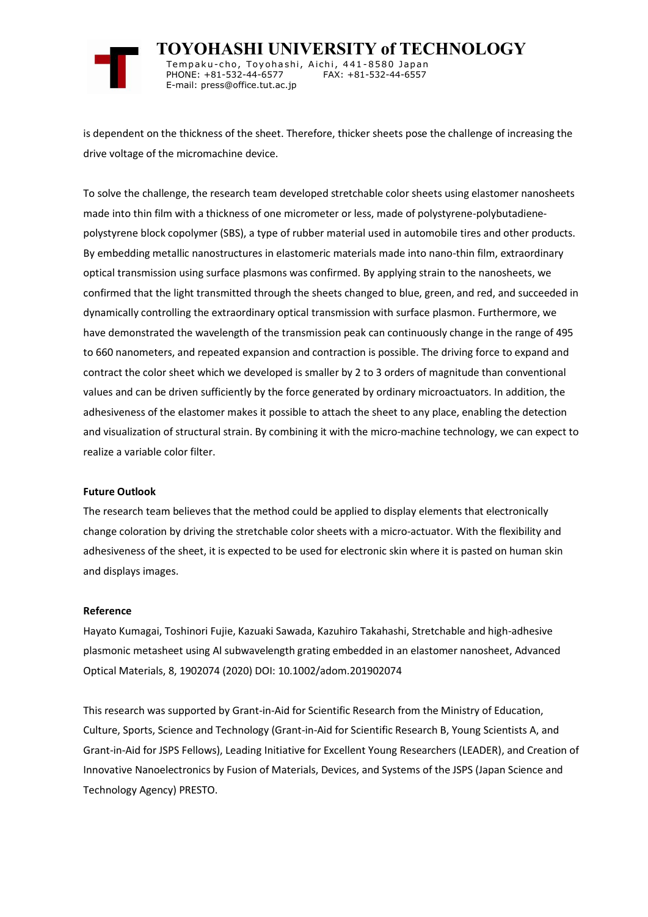is dependent on the thickness of the sheet. Therefore, thicker sheets pose the challenge of increasing the drive voltage of the micromachine device.

To solve the challenge, the research team developed stretchable color sheets using elastomer nanosheets made into thin film with a thickness of one micrometer or less, made of polystyrene-polybutadiene-polystyrene block copolymer (SBS), a type of rubber material used in automobile tires and other products. By embedding metallic nanostructures in elastomeric materials made into nano-thin film, extraordinary optical transmission using surface plasmons was confirmed. By applying strain to the nanosheets, we confirmed that the light transmitted through the sheets changed to blue, green, and red, and succeeded in dynamically controlling the extraordinary optical transmission with surface plasmon. Furthermore, we have demonstrated the wavelength of the transmission peak can continuously change in the range of 495 to 660 nanometers, and repeated expansion and contraction is possible. The driving force to expand and contract the color sheet which we developed is smaller by 2 to 3 orders of magnitude than conventional values and can be driven sufficiently by the force generated by ordinary microactuators. In addition, the adhesiveness of the elastomer makes it possible to attach the sheet to any place, enabling the detection and visualization of structural strain. By combining it with the micro-machine technology, we can expect to realize a variable color filter.

**Future Outlook**

The research team believes that the method could be applied to display elements that electronically change coloration by driving the stretchable color sheets with a micro-actuator. With the flexibility and adhesiveness of the sheet, it is expected to be used for electronic skin where it is pasted on human skin and displays images.

**Reference**

Hayato Kumagai, Toshinori Fujie, Kazuaki Sawada, Kazuhiro Takahashi, Stretchable and high-adhesive plasmonic metasheet using Al subwavelength grating embedded in an elastomer nanosheet, Advanced Optical Materials, 8, 1902074 (2020) DOI: 10.1002/adom.201902074

This research was supported by Grant-in-Aid for Scientific Research from the Ministry of Education, Culture, Sports, Science and Technology (Grant-in-Aid for Scientific Research B, Young Scientists A, and Grant-in-Aid for JSPS Fellows), Leading Initiative for Excellent Young Researchers (LEADER), and Creation of Innovative Nanoelectronics by Fusion of Materials, Devices, and Systems of the JSPS (Japan Science and Technology Agency) PRESTO.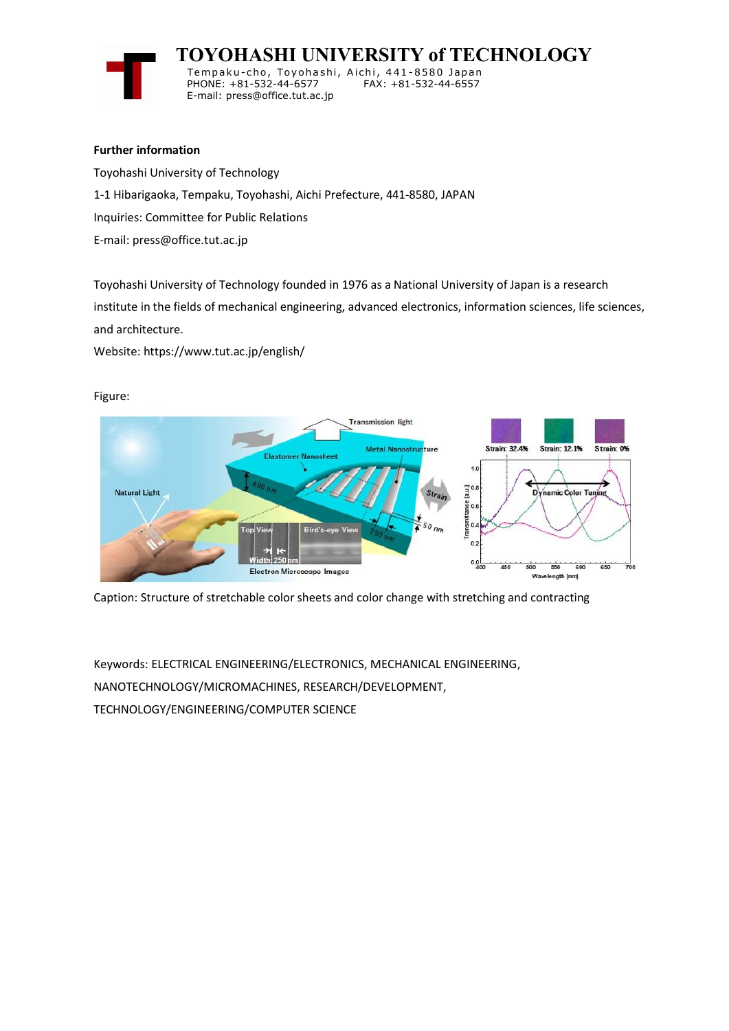**TOYOHASHI UNIVERSITY of TECHNOLOGY**

Tempaku-cho, Toyohashi, Aichi, 441-8580 Japan
PHONE: +81-532-44-6577　　FAX: +81-532-44-6557
E-mail: press@office.tut.ac.jp

**Further information**

Toyohashi University of Technology
1-1 Hibarigaoka, Tempaku, Toyohashi, Aichi Prefecture, 441-8580, JAPAN
Inquiries: Committee for Public Relations
E-mail: press@office.tut.ac.jp

Toyohashi University of Technology founded in 1976 as a National University of Japan is a research institute in the fields of mechanical engineering, advanced electronics, information sciences, life sciences, and architecture.
Website: https://www.tut.ac.jp/english/

Figure:

Transmission light
Elastomer Nanosheet
Metal Nanostructure
400 nm
Natural Light
Strain
50 nm
250 nm
Top View
Bird's-eye View
Width 250 nm
Electron Microscope Images

Strain: 32.4%
Strain: 12.1%
Strain: 0%
Dynamic Color Tuning
Transmittance [a.u.]
1.0
0.8
0.6
0.4
0.2
0.0
400
450
500
550
600
650
700
Wavelength [nm]

Caption: Structure of stretchable color sheets and color change with stretching and contracting

Keywords: ELECTRICAL ENGINEERING/ELECTRONICS, MECHANICAL ENGINEERING, NANOTECHNOLOGY/MICROMACHINES, RESEARCH/DEVELOPMENT, TECHNOLOGY/ENGINEERING/COMPUTER SCIENCE